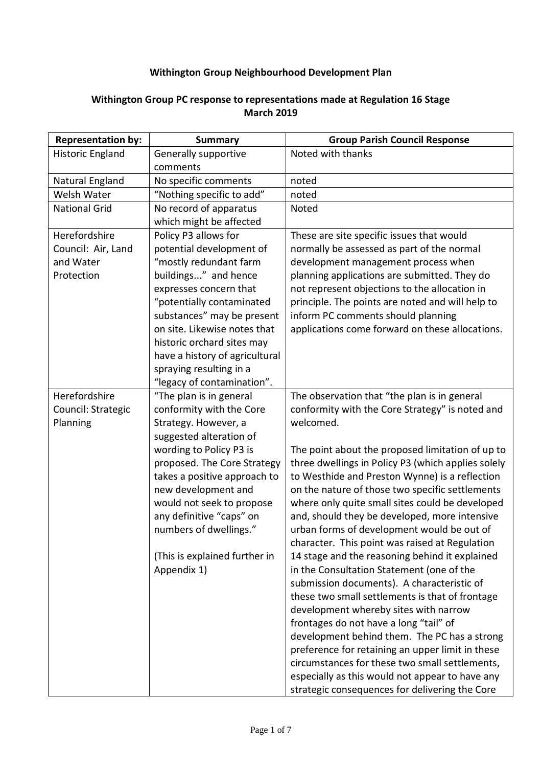**Withington Group Neighbourhood Development Plan**

**Withington Group PC response to representations made at Regulation 16 Stage March 2019**

| Representation by: | Summary | Group Parish Council Response |
|---|---|---|
| Historic England | Generally supportive comments | Noted with thanks |
| Natural England | No specific comments | noted |
| Welsh Water | "Nothing specific to add" | noted |
| National Grid | No record of apparatus which might be affected | Noted |
| Herefordshire Council: Air, Land and Water Protection | Policy P3 allows for potential development of "mostly redundant farm buildings..." and hence expresses concern that "potentially contaminated substances" may be present on site. Likewise notes that historic orchard sites may have a history of agricultural spraying resulting in a "legacy of contamination". | These are site specific issues that would normally be assessed as part of the normal development management process when planning applications are submitted. They do not represent objections to the allocation in principle. The points are noted and will help to inform PC comments should planning applications come forward on these allocations. |
| Herefordshire Council: Strategic Planning | "The plan is in general conformity with the Core Strategy. However, a suggested alteration of wording to Policy P3 is proposed. The Core Strategy takes a positive approach to new development and would not seek to propose any definitive "caps" on numbers of dwellings."<br><br>(This is explained further in Appendix 1) | The observation that "the plan is in general conformity with the Core Strategy" is noted and welcomed.<br><br>The point about the proposed limitation of up to three dwellings in Policy P3 (which applies solely to Westhide and Preston Wynne) is a reflection on the nature of those two specific settlements where only quite small sites could be developed and, should they be developed, more intensive urban forms of development would be out of character. This point was raised at Regulation 14 stage and the reasoning behind it explained in the Consultation Statement (one of the submission documents). A characteristic of these two small settlements is that of frontage development whereby sites with narrow frontages do not have a long "tail" of development behind them. The PC has a strong preference for retaining an upper limit in these circumstances for these two small settlements, especially as this would not appear to have any strategic consequences for delivering the Core |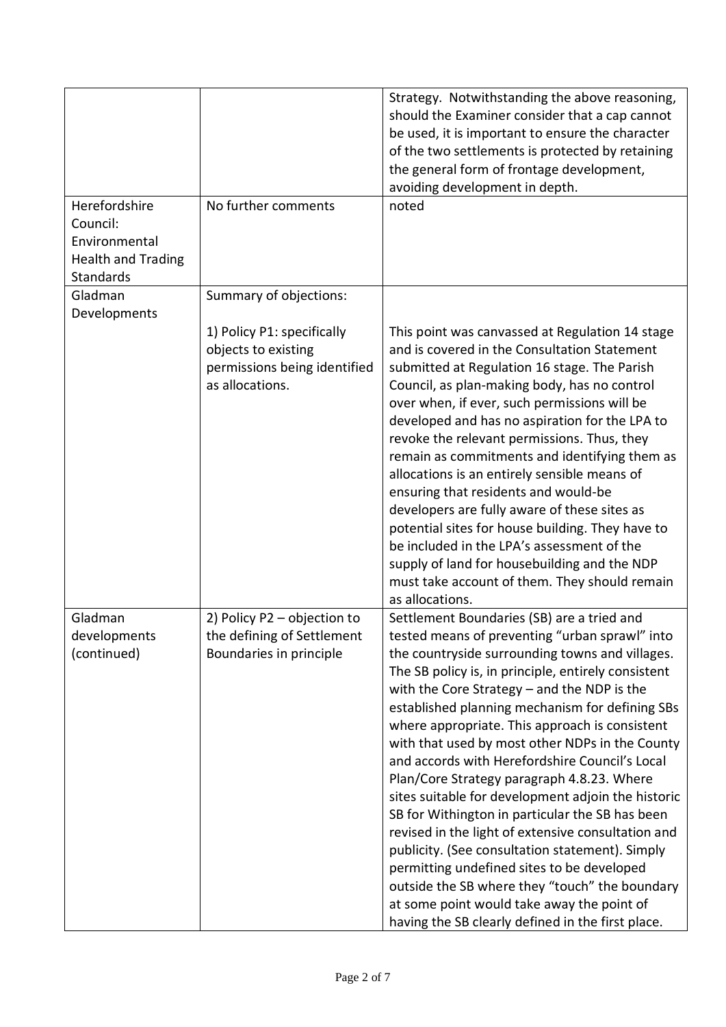| | | |
|---|---|---|
| | | Strategy. Notwithstanding the above reasoning, should the Examiner consider that a cap cannot be used, it is important to ensure the character of the two settlements is protected by retaining the general form of frontage development, avoiding development in depth. |
| Herefordshire Council: Environmental Health and Trading Standards | No further comments | noted |
| Gladman Developments | Summary of objections:<br><br>1) Policy P1: specifically objects to existing permissions being identified as allocations. | This point was canvassed at Regulation 14 stage and is covered in the Consultation Statement submitted at Regulation 16 stage. The Parish Council, as plan-making body, has no control over when, if ever, such permissions will be developed and has no aspiration for the LPA to revoke the relevant permissions. Thus, they remain as commitments and identifying them as allocations is an entirely sensible means of ensuring that residents and would-be developers are fully aware of these sites as potential sites for house building. They have to be included in the LPA's assessment of the supply of land for housebuilding and the NDP must take account of them. They should remain as allocations. |
| Gladman developments (continued) | 2) Policy P2 – objection to the defining of Settlement Boundaries in principle | Settlement Boundaries (SB) are a tried and tested means of preventing "urban sprawl" into the countryside surrounding towns and villages. The SB policy is, in principle, entirely consistent with the Core Strategy – and the NDP is the established planning mechanism for defining SBs where appropriate. This approach is consistent with that used by most other NDPs in the County and accords with Herefordshire Council's Local Plan/Core Strategy paragraph 4.8.23. Where sites suitable for development adjoin the historic SB for Withington in particular the SB has been revised in the light of extensive consultation and publicity. (See consultation statement). Simply permitting undefined sites to be developed outside the SB where they "touch" the boundary at some point would take away the point of having the SB clearly defined in the first place. |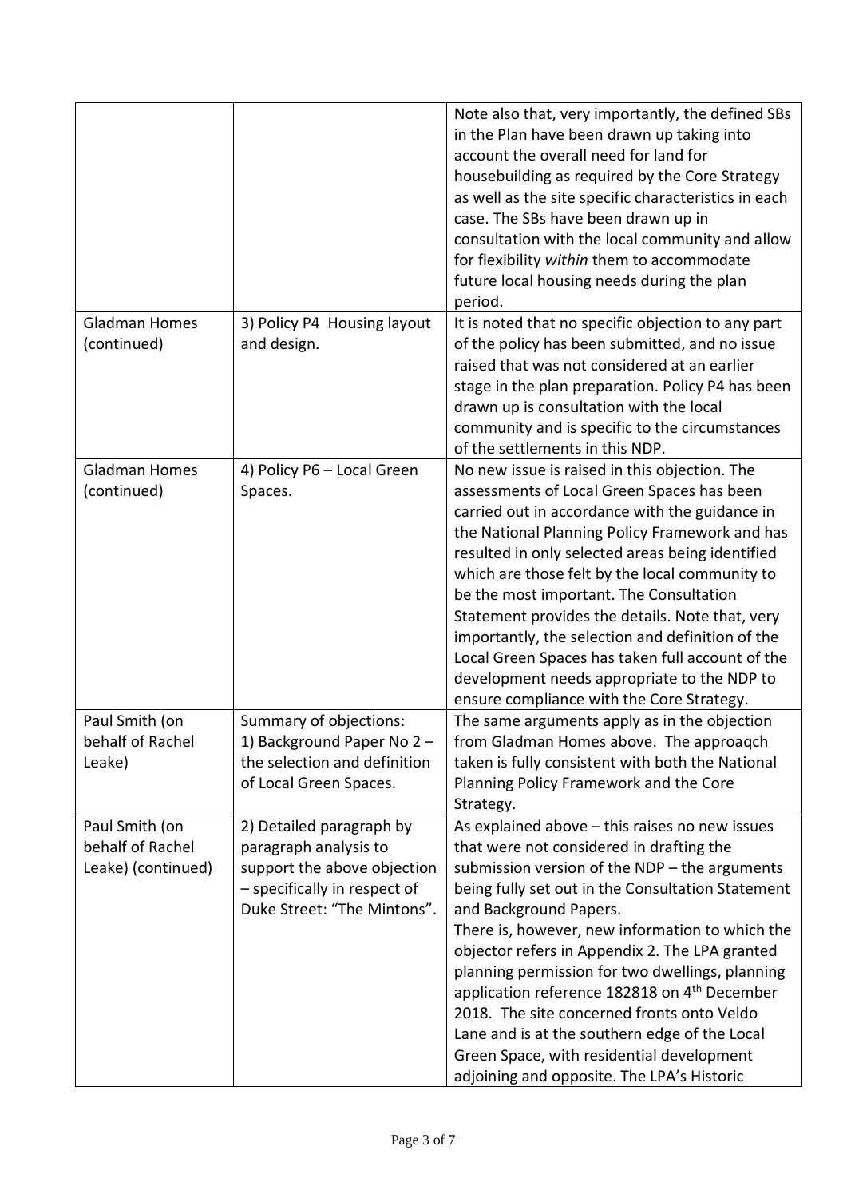| | | Note also that, very importantly, the defined SBs in the Plan have been drawn up taking into account the overall need for land for housebuilding as required by the Core Strategy as well as the site specific characteristics in each case. The SBs have been drawn up in consultation with the local community and allow for flexibility *within* them to accommodate future local housing needs during the plan period. |
|---|---|---|
| Gladman Homes (continued) | 3) Policy P4 Housing layout and design. | It is noted that no specific objection to any part of the policy has been submitted, and no issue raised that was not considered at an earlier stage in the plan preparation. Policy P4 has been drawn up is consultation with the local community and is specific to the circumstances of the settlements in this NDP. |
| Gladman Homes (continued) | 4) Policy P6 – Local Green Spaces. | No new issue is raised in this objection. The assessments of Local Green Spaces has been carried out in accordance with the guidance in the National Planning Policy Framework and has resulted in only selected areas being identified which are those felt by the local community to be the most important. The Consultation Statement provides the details. Note that, very importantly, the selection and definition of the Local Green Spaces has taken full account of the development needs appropriate to the NDP to ensure compliance with the Core Strategy. |
| Paul Smith (on behalf of Rachel Leake) | Summary of objections: 1) Background Paper No 2 – the selection and definition of Local Green Spaces. | The same arguments apply as in the objection from Gladman Homes above. The approaqch taken is fully consistent with both the National Planning Policy Framework and the Core Strategy. |
| Paul Smith (on behalf of Rachel Leake) (continued) | 2) Detailed paragraph by paragraph analysis to support the above objection – specifically in respect of Duke Street: "The Mintons". | As explained above – this raises no new issues that were not considered in drafting the submission version of the NDP – the arguments being fully set out in the Consultation Statement and Background Papers. There is, however, new information to which the objector refers in Appendix 2. The LPA granted planning permission for two dwellings, planning application reference 182818 on 4th December 2018. The site concerned fronts onto Veldo Lane and is at the southern edge of the Local Green Space, with residential development adjoining and opposite. The LPA's Historic |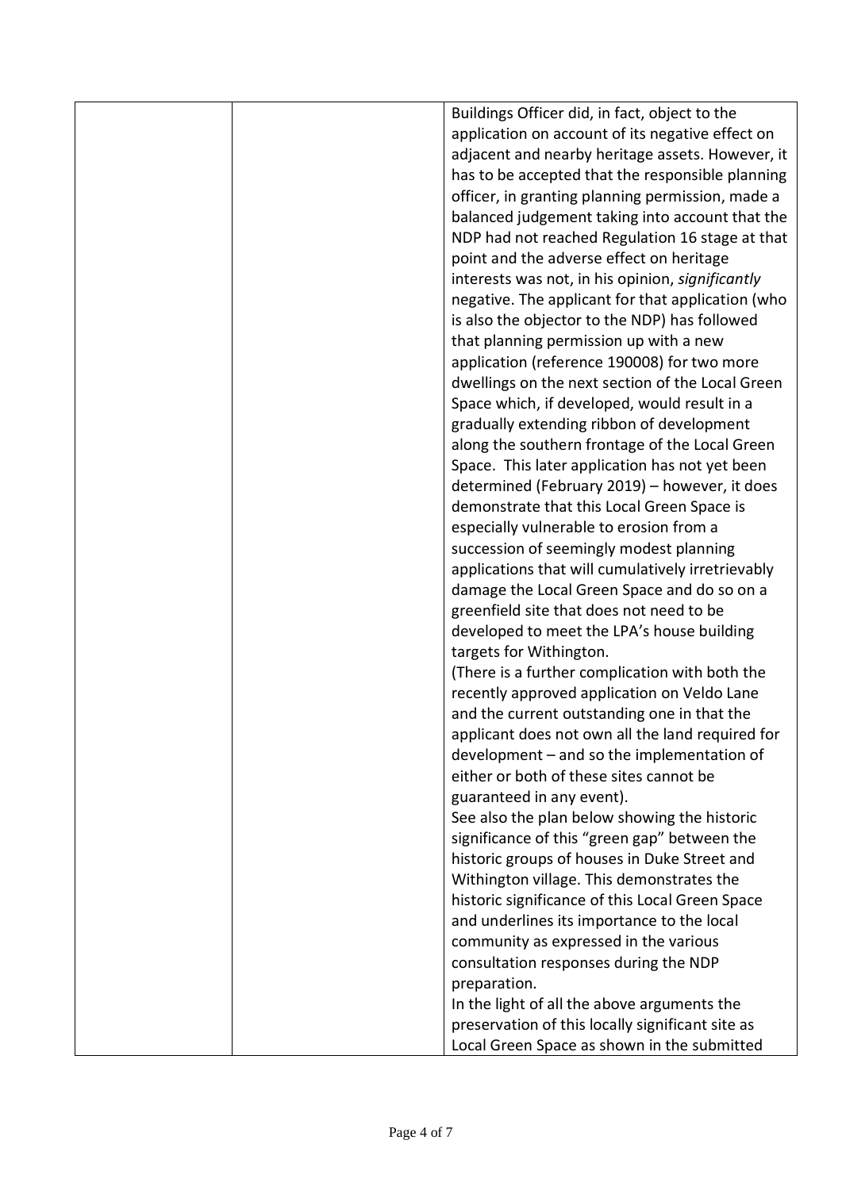| | | Buildings Officer did, in fact, object to the application on account of its negative effect on adjacent and nearby heritage assets. However, it has to be accepted that the responsible planning officer, in granting planning permission, made a balanced judgement taking into account that the NDP had not reached Regulation 16 stage at that point and the adverse effect on heritage interests was not, in his opinion, *significantly* negative. The applicant for that application (who is also the objector to the NDP) has followed that planning permission up with a new application (reference 190008) for two more dwellings on the next section of the Local Green Space which, if developed, would result in a gradually extending ribbon of development along the southern frontage of the Local Green Space. This later application has not yet been determined (February 2019) – however, it does demonstrate that this Local Green Space is especially vulnerable to erosion from a succession of seemingly modest planning applications that will cumulatively irretrievably damage the Local Green Space and do so on a greenfield site that does not need to be developed to meet the LPA's house building targets for Withington.<br>(There is a further complication with both the recently approved application on Veldo Lane and the current outstanding one in that the applicant does not own all the land required for development – and so the implementation of either or both of these sites cannot be guaranteed in any event).<br>See also the plan below showing the historic significance of this "green gap" between the historic groups of houses in Duke Street and Withington village. This demonstrates the historic significance of this Local Green Space and underlines its importance to the local community as expressed in the various consultation responses during the NDP preparation.<br>In the light of all the above arguments the preservation of this locally significant site as Local Green Space as shown in the submitted |
|---|---|---|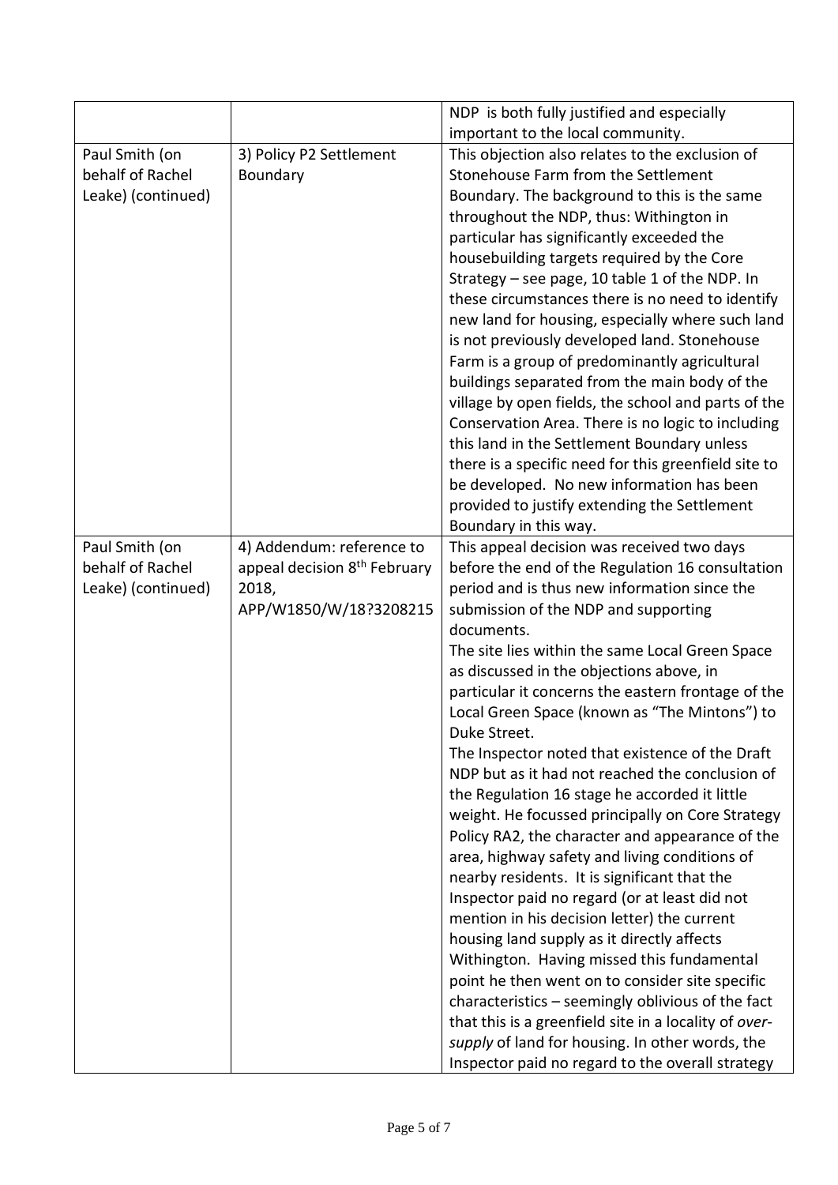| | | |
|---|---|---|
| | | NDP is both fully justified and especially important to the local community. |
| Paul Smith (on behalf of Rachel Leake) (continued) | 3) Policy P2 Settlement Boundary | This objection also relates to the exclusion of Stonehouse Farm from the Settlement Boundary. The background to this is the same throughout the NDP, thus: Withington in particular has significantly exceeded the housebuilding targets required by the Core Strategy – see page, 10 table 1 of the NDP. In these circumstances there is no need to identify new land for housing, especially where such land is not previously developed land. Stonehouse Farm is a group of predominantly agricultural buildings separated from the main body of the village by open fields, the school and parts of the Conservation Area. There is no logic to including this land in the Settlement Boundary unless there is a specific need for this greenfield site to be developed. No new information has been provided to justify extending the Settlement Boundary in this way. |
| Paul Smith (on behalf of Rachel Leake) (continued) | 4) Addendum: reference to appeal decision 8th February 2018, APP/W1850/W/18?3208215 | This appeal decision was received two days before the end of the Regulation 16 consultation period and is thus new information since the submission of the NDP and supporting documents.<br>The site lies within the same Local Green Space as discussed in the objections above, in particular it concerns the eastern frontage of the Local Green Space (known as "The Mintons") to Duke Street.<br>The Inspector noted that existence of the Draft NDP but as it had not reached the conclusion of the Regulation 16 stage he accorded it little weight. He focussed principally on Core Strategy Policy RA2, the character and appearance of the area, highway safety and living conditions of nearby residents. It is significant that the Inspector paid no regard (or at least did not mention in his decision letter) the current housing land supply as it directly affects Withington. Having missed this fundamental point he then went on to consider site specific characteristics – seemingly oblivious of the fact that this is a greenfield site in a locality of *over-supply* of land for housing. In other words, the Inspector paid no regard to the overall strategy |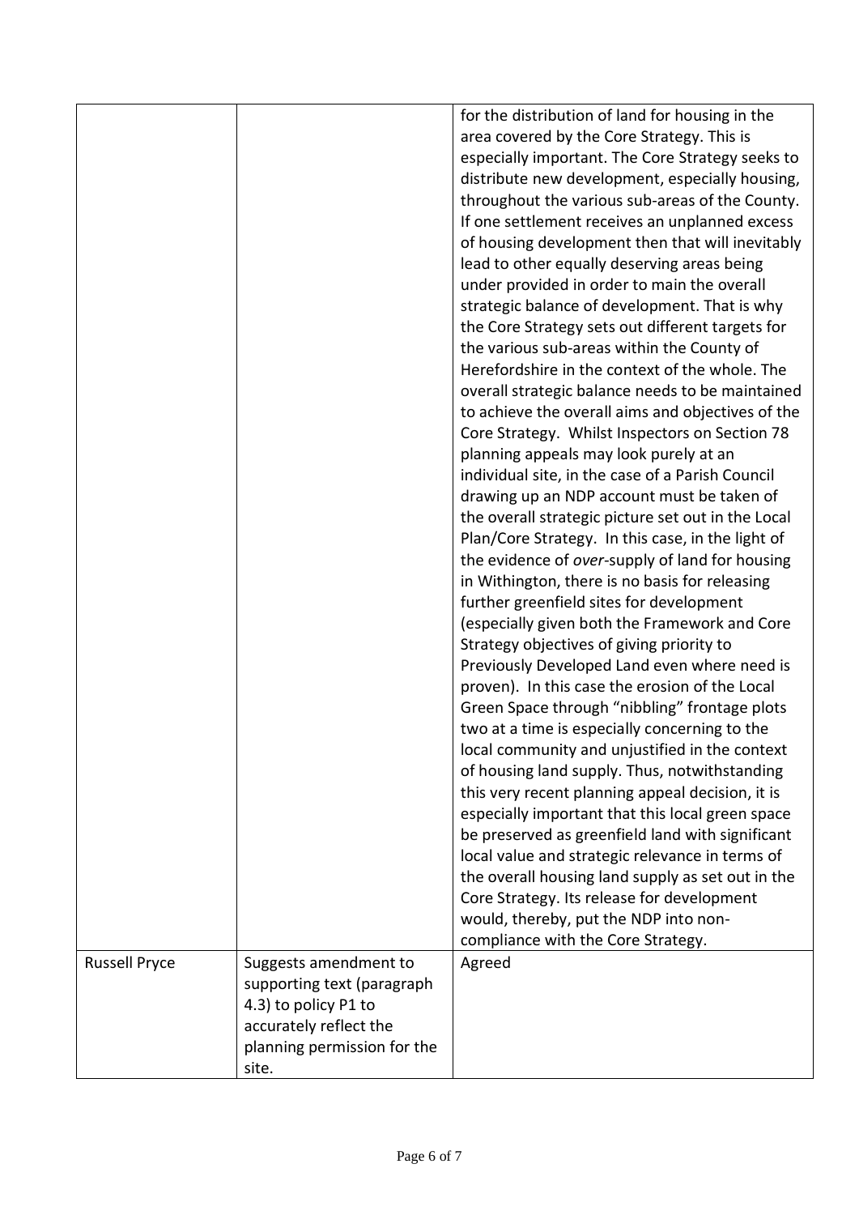| | | |
|---|---|---|
| | | for the distribution of land for housing in the area covered by the Core Strategy. This is especially important. The Core Strategy seeks to distribute new development, especially housing, throughout the various sub-areas of the County. If one settlement receives an unplanned excess of housing development then that will inevitably lead to other equally deserving areas being under provided in order to main the overall strategic balance of development. That is why the Core Strategy sets out different targets for the various sub-areas within the County of Herefordshire in the context of the whole. The overall strategic balance needs to be maintained to achieve the overall aims and objectives of the Core Strategy. Whilst Inspectors on Section 78 planning appeals may look purely at an individual site, in the case of a Parish Council drawing up an NDP account must be taken of the overall strategic picture set out in the Local Plan/Core Strategy. In this case, in the light of the evidence of *over*-supply of land for housing in Withington, there is no basis for releasing further greenfield sites for development (especially given both the Framework and Core Strategy objectives of giving priority to Previously Developed Land even where need is proven). In this case the erosion of the Local Green Space through "nibbling" frontage plots two at a time is especially concerning to the local community and unjustified in the context of housing land supply. Thus, notwithstanding this very recent planning appeal decision, it is especially important that this local green space be preserved as greenfield land with significant local value and strategic relevance in terms of the overall housing land supply as set out in the Core Strategy. Its release for development would, thereby, put the NDP into non-compliance with the Core Strategy. |
| Russell Pryce | Suggests amendment to supporting text (paragraph 4.3) to policy P1 to accurately reflect the planning permission for the site. | Agreed |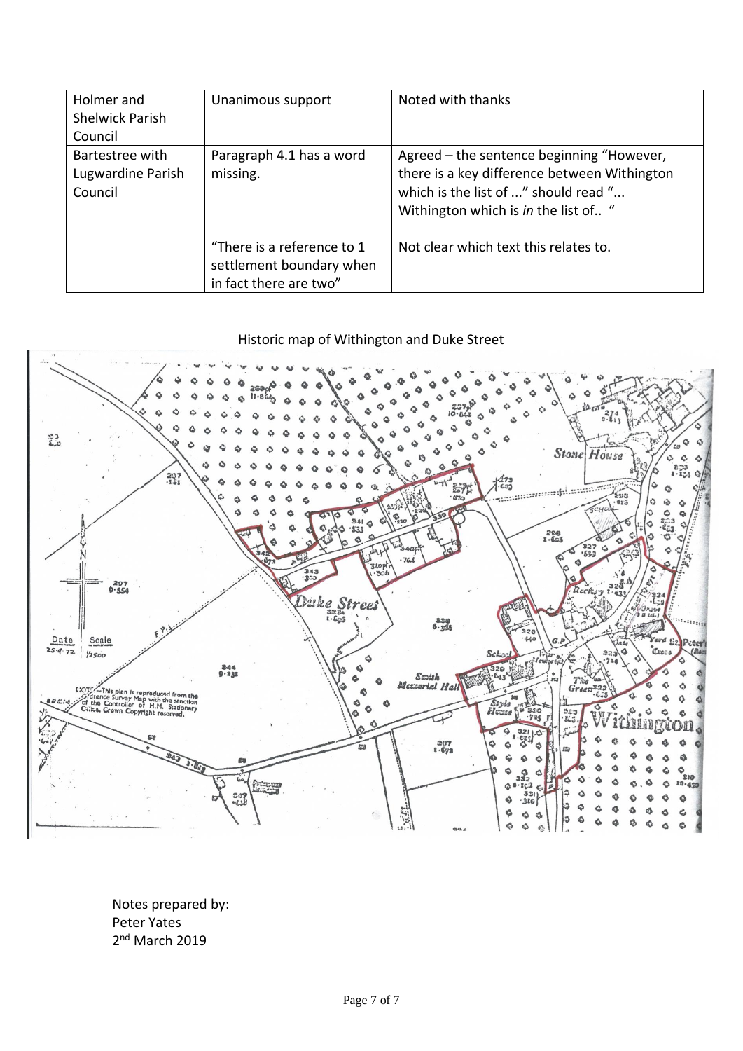| | | |
|---|---|---|
| Holmer and Shelwick Parish Council | Unanimous support | Noted with thanks |
| Bartestree with Lugwardine Parish Council | Paragraph 4.1 has a word missing. | Agreed – the sentence beginning "However, there is a key difference between Withington which is the list of ..." should read "... Withington which is *in* the list of.. " |
| | "There is a reference to 1 settlement boundary when in fact there are two" | Not clear which text this relates to. |

Historic map of Withington and Duke Street

Notes prepared by:
Peter Yates
2nd March 2019